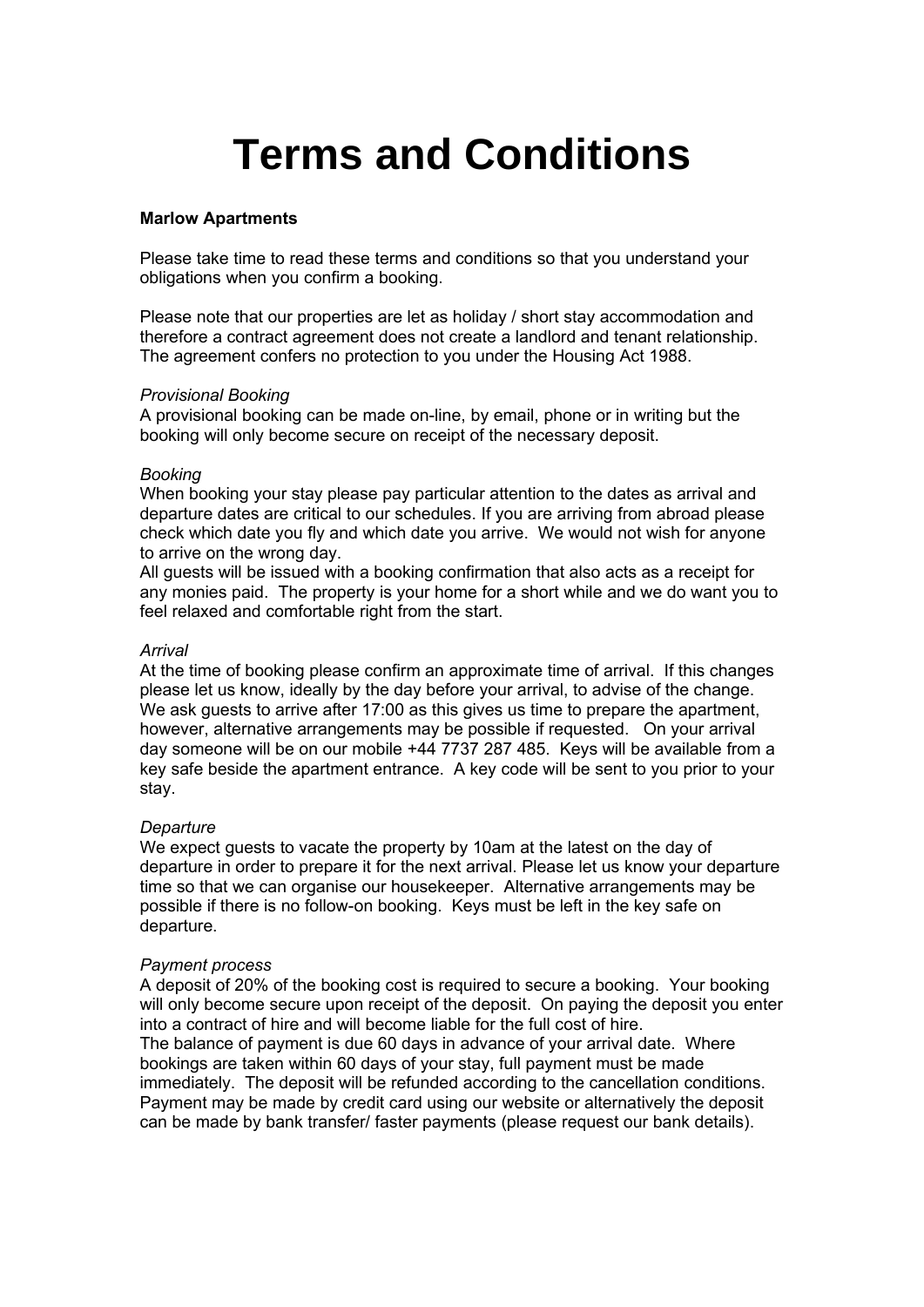# Terms and Conditions

**Marlow Apartments**

Please take time to read these terms and conditions so that you understand your obligations when you confirm a booking.

Please note that our properties are let as holiday / short stay accommodation and therefore a contract agreement does not create a landlord and tenant relationship. The agreement confers no protection to you under the Housing Act 1988.

*Provisional Booking*

A provisional booking can be made on-line, by email, phone or in writing but the booking will only become secure on receipt of the necessary deposit.

*Booking*

When booking your stay please pay particular attention to the dates as arrival and departure dates are critical to our schedules. If you are arriving from abroad please check which date you fly and which date you arrive. We would not wish for anyone to arrive on the wrong day.

All guests will be issued with a booking confirmation that also acts as a receipt for any monies paid. The property is your home for a short while and we do want you to feel relaxed and comfortable right from the start.

*Arrival*

At the time of booking please confirm an approximate time of arrival. If this changes please let us know, ideally by the day before your arrival, to advise of the change. We ask guests to arrive after 17:00 as this gives us time to prepare the apartment, however, alternative arrangements may be possible if requested. On your arrival day someone will be on our mobile +44 7737 287 485. Keys will be available from a key safe beside the apartment entrance. A key code will be sent to you prior to your stay.

*Departure*

We expect guests to vacate the property by 10am at the latest on the day of departure in order to prepare it for the next arrival. Please let us know your departure time so that we can organise our housekeeper. Alternative arrangements may be possible if there is no follow-on booking. Keys must be left in the key safe on departure.

*Payment process*

A deposit of 20% of the booking cost is required to secure a booking. Your booking will only become secure upon receipt of the deposit. On paying the deposit you enter into a contract of hire and will become liable for the full cost of hire.

The balance of payment is due 60 days in advance of your arrival date. Where bookings are taken within 60 days of your stay, full payment must be made immediately. The deposit will be refunded according to the cancellation conditions. Payment may be made by credit card using our website or alternatively the deposit can be made by bank transfer/ faster payments (please request our bank details).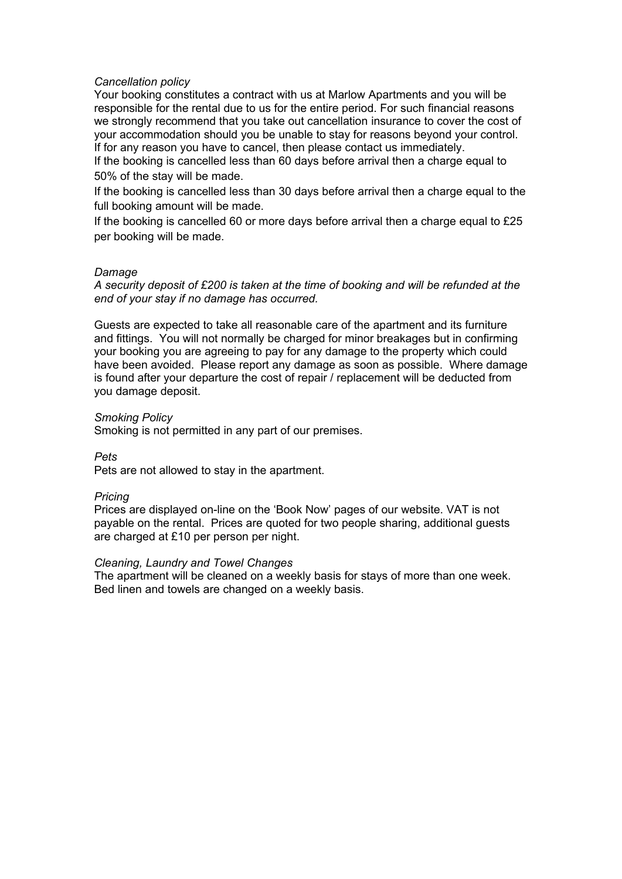*Cancellation policy*

Your booking constitutes a contract with us at Marlow Apartments and you will be responsible for the rental due to us for the entire period. For such financial reasons we strongly recommend that you take out cancellation insurance to cover the cost of your accommodation should you be unable to stay for reasons beyond your control. If for any reason you have to cancel, then please contact us immediately.

If the booking is cancelled less than 60 days before arrival then a charge equal to 50% of the stay will be made.

If the booking is cancelled less than 30 days before arrival then a charge equal to the full booking amount will be made.

If the booking is cancelled 60 or more days before arrival then a charge equal to £25 per booking will be made.

*Damage*

*A security deposit of £200 is taken at the time of booking and will be refunded at the end of your stay if no damage has occurred.*

Guests are expected to take all reasonable care of the apartment and its furniture and fittings. You will not normally be charged for minor breakages but in confirming your booking you are agreeing to pay for any damage to the property which could have been avoided. Please report any damage as soon as possible. Where damage is found after your departure the cost of repair / replacement will be deducted from you damage deposit.

*Smoking Policy*

Smoking is not permitted in any part of our premises.

*Pets*

Pets are not allowed to stay in the apartment.

*Pricing*

Prices are displayed on-line on the 'Book Now' pages of our website. VAT is not payable on the rental. Prices are quoted for two people sharing, additional guests are charged at £10 per person per night.

*Cleaning, Laundry and Towel Changes*

The apartment will be cleaned on a weekly basis for stays of more than one week. Bed linen and towels are changed on a weekly basis.